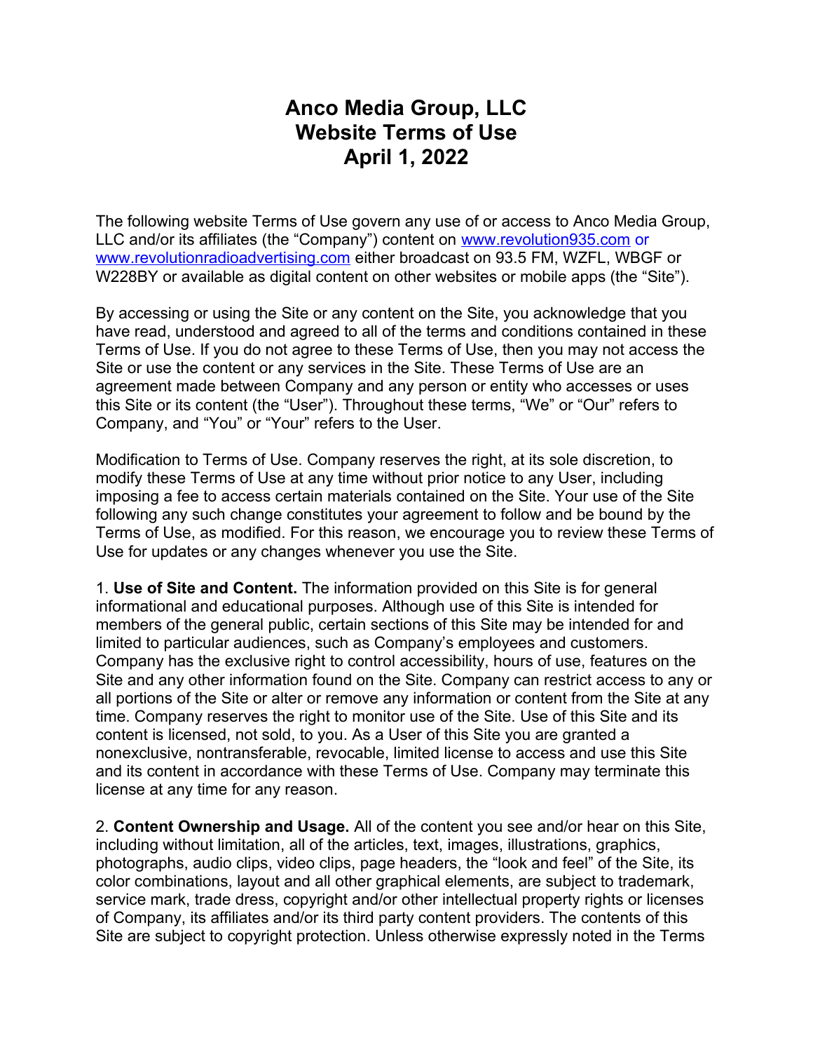# Anco Media Group, LLC
# Website Terms of Use
# April 1, 2022

The following website Terms of Use govern any use of or access to Anco Media Group, LLC and/or its affiliates (the "Company") content on www.revolution935.com or www.revolutionradioadvertising.com either broadcast on 93.5 FM, WZFL, WBGF or W228BY or available as digital content on other websites or mobile apps (the "Site").

By accessing or using the Site or any content on the Site, you acknowledge that you have read, understood and agreed to all of the terms and conditions contained in these Terms of Use. If you do not agree to these Terms of Use, then you may not access the Site or use the content or any services in the Site. These Terms of Use are an agreement made between Company and any person or entity who accesses or uses this Site or its content (the "User"). Throughout these terms, "We" or "Our" refers to Company, and "You" or "Your" refers to the User.

Modification to Terms of Use. Company reserves the right, at its sole discretion, to modify these Terms of Use at any time without prior notice to any User, including imposing a fee to access certain materials contained on the Site. Your use of the Site following any such change constitutes your agreement to follow and be bound by the Terms of Use, as modified. For this reason, we encourage you to review these Terms of Use for updates or any changes whenever you use the Site.

1. **Use of Site and Content.** The information provided on this Site is for general informational and educational purposes. Although use of this Site is intended for members of the general public, certain sections of this Site may be intended for and limited to particular audiences, such as Company's employees and customers. Company has the exclusive right to control accessibility, hours of use, features on the Site and any other information found on the Site. Company can restrict access to any or all portions of the Site or alter or remove any information or content from the Site at any time. Company reserves the right to monitor use of the Site. Use of this Site and its content is licensed, not sold, to you. As a User of this Site you are granted a nonexclusive, nontransferable, revocable, limited license to access and use this Site and its content in accordance with these Terms of Use. Company may terminate this license at any time for any reason.

2. **Content Ownership and Usage.** All of the content you see and/or hear on this Site, including without limitation, all of the articles, text, images, illustrations, graphics, photographs, audio clips, video clips, page headers, the "look and feel" of the Site, its color combinations, layout and all other graphical elements, are subject to trademark, service mark, trade dress, copyright and/or other intellectual property rights or licenses of Company, its affiliates and/or its third party content providers. The contents of this Site are subject to copyright protection. Unless otherwise expressly noted in the Terms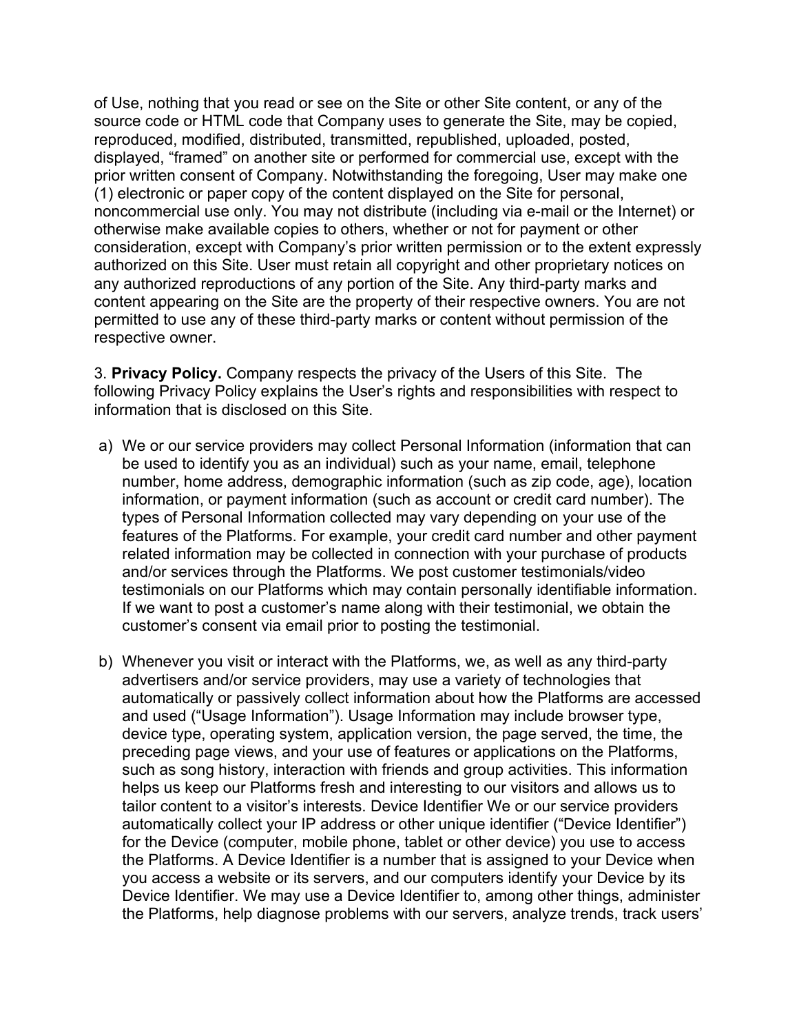of Use, nothing that you read or see on the Site or other Site content, or any of the source code or HTML code that Company uses to generate the Site, may be copied, reproduced, modified, distributed, transmitted, republished, uploaded, posted, displayed, "framed" on another site or performed for commercial use, except with the prior written consent of Company. Notwithstanding the foregoing, User may make one (1) electronic or paper copy of the content displayed on the Site for personal, noncommercial use only. You may not distribute (including via e-mail or the Internet) or otherwise make available copies to others, whether or not for payment or other consideration, except with Company's prior written permission or to the extent expressly authorized on this Site. User must retain all copyright and other proprietary notices on any authorized reproductions of any portion of the Site. Any third-party marks and content appearing on the Site are the property of their respective owners. You are not permitted to use any of these third-party marks or content without permission of the respective owner.

3. **Privacy Policy.** Company respects the privacy of the Users of this Site. The following Privacy Policy explains the User's rights and responsibilities with respect to information that is disclosed on this Site.

a) We or our service providers may collect Personal Information (information that can be used to identify you as an individual) such as your name, email, telephone number, home address, demographic information (such as zip code, age), location information, or payment information (such as account or credit card number). The types of Personal Information collected may vary depending on your use of the features of the Platforms. For example, your credit card number and other payment related information may be collected in connection with your purchase of products and/or services through the Platforms. We post customer testimonials/video testimonials on our Platforms which may contain personally identifiable information. If we want to post a customer's name along with their testimonial, we obtain the customer's consent via email prior to posting the testimonial.

b) Whenever you visit or interact with the Platforms, we, as well as any third-party advertisers and/or service providers, may use a variety of technologies that automatically or passively collect information about how the Platforms are accessed and used ("Usage Information"). Usage Information may include browser type, device type, operating system, application version, the page served, the time, the preceding page views, and your use of features or applications on the Platforms, such as song history, interaction with friends and group activities. This information helps us keep our Platforms fresh and interesting to our visitors and allows us to tailor content to a visitor's interests. Device Identifier We or our service providers automatically collect your IP address or other unique identifier ("Device Identifier") for the Device (computer, mobile phone, tablet or other device) you use to access the Platforms. A Device Identifier is a number that is assigned to your Device when you access a website or its servers, and our computers identify your Device by its Device Identifier. We may use a Device Identifier to, among other things, administer the Platforms, help diagnose problems with our servers, analyze trends, track users'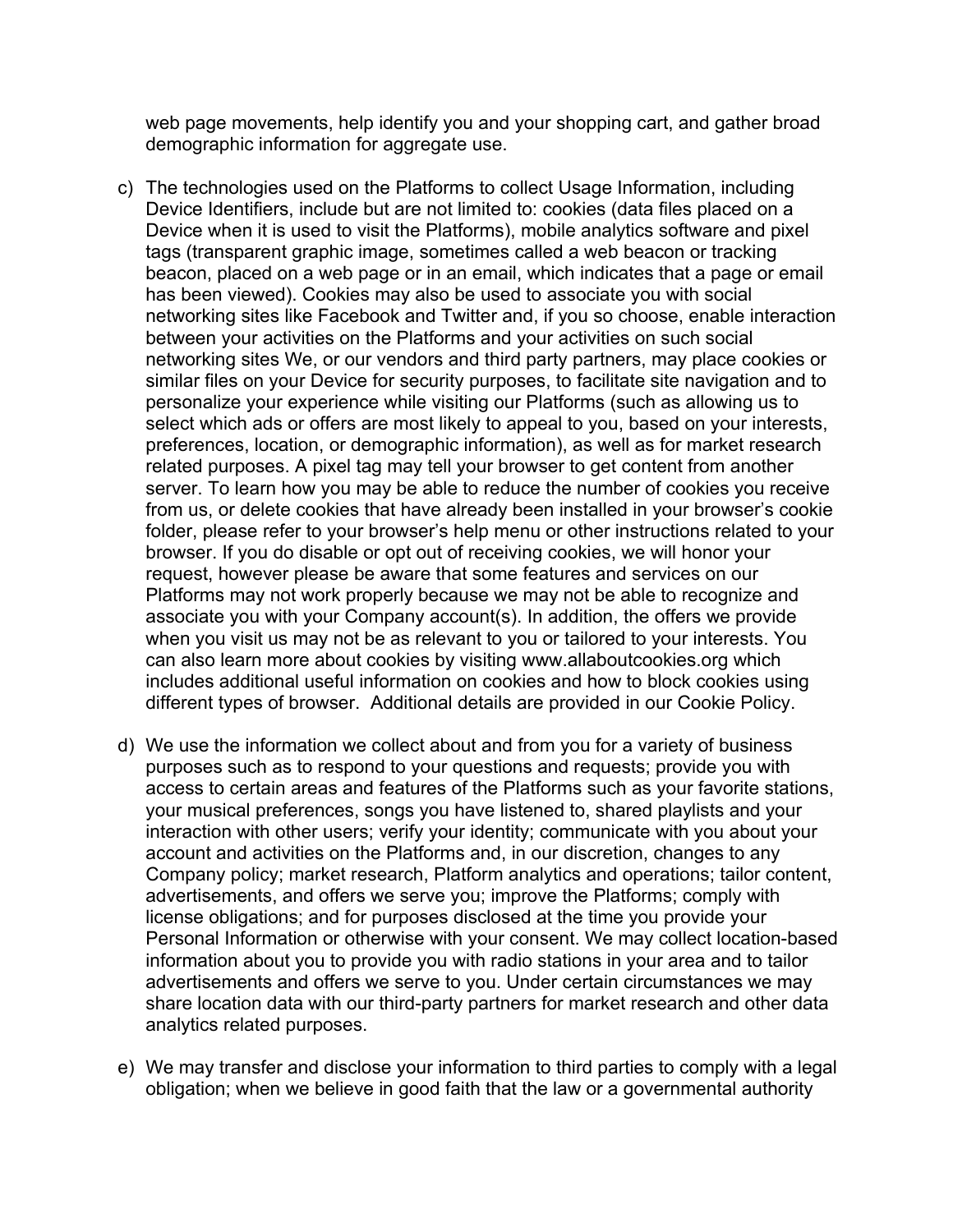web page movements, help identify you and your shopping cart, and gather broad demographic information for aggregate use.

c) The technologies used on the Platforms to collect Usage Information, including Device Identifiers, include but are not limited to: cookies (data files placed on a Device when it is used to visit the Platforms), mobile analytics software and pixel tags (transparent graphic image, sometimes called a web beacon or tracking beacon, placed on a web page or in an email, which indicates that a page or email has been viewed). Cookies may also be used to associate you with social networking sites like Facebook and Twitter and, if you so choose, enable interaction between your activities on the Platforms and your activities on such social networking sites We, or our vendors and third party partners, may place cookies or similar files on your Device for security purposes, to facilitate site navigation and to personalize your experience while visiting our Platforms (such as allowing us to select which ads or offers are most likely to appeal to you, based on your interests, preferences, location, or demographic information), as well as for market research related purposes. A pixel tag may tell your browser to get content from another server. To learn how you may be able to reduce the number of cookies you receive from us, or delete cookies that have already been installed in your browser's cookie folder, please refer to your browser's help menu or other instructions related to your browser. If you do disable or opt out of receiving cookies, we will honor your request, however please be aware that some features and services on our Platforms may not work properly because we may not be able to recognize and associate you with your Company account(s). In addition, the offers we provide when you visit us may not be as relevant to you or tailored to your interests. You can also learn more about cookies by visiting www.allaboutcookies.org which includes additional useful information on cookies and how to block cookies using different types of browser. Additional details are provided in our Cookie Policy.

d) We use the information we collect about and from you for a variety of business purposes such as to respond to your questions and requests; provide you with access to certain areas and features of the Platforms such as your favorite stations, your musical preferences, songs you have listened to, shared playlists and your interaction with other users; verify your identity; communicate with you about your account and activities on the Platforms and, in our discretion, changes to any Company policy; market research, Platform analytics and operations; tailor content, advertisements, and offers we serve you; improve the Platforms; comply with license obligations; and for purposes disclosed at the time you provide your Personal Information or otherwise with your consent. We may collect location-based information about you to provide you with radio stations in your area and to tailor advertisements and offers we serve to you. Under certain circumstances we may share location data with our third-party partners for market research and other data analytics related purposes.

e) We may transfer and disclose your information to third parties to comply with a legal obligation; when we believe in good faith that the law or a governmental authority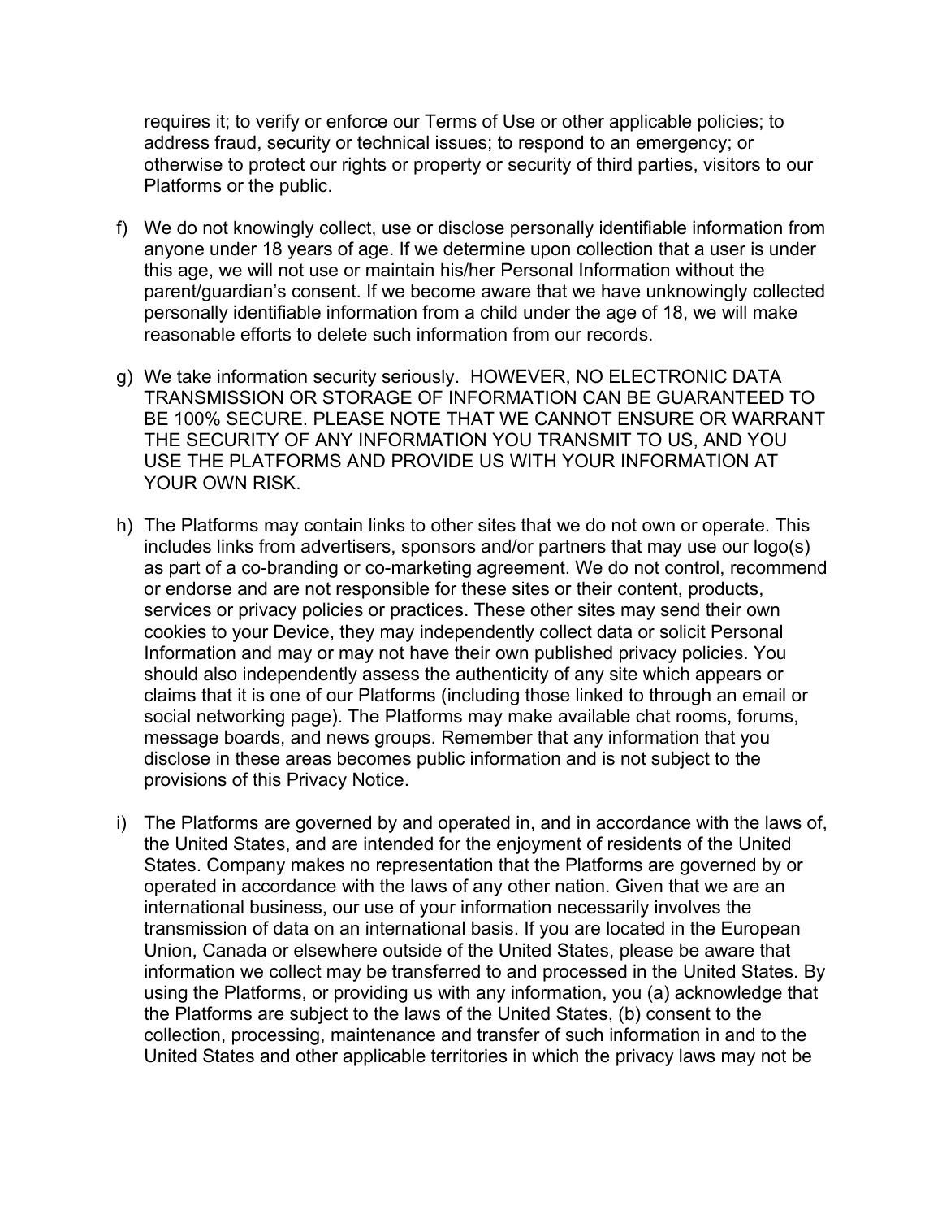requires it; to verify or enforce our Terms of Use or other applicable policies; to address fraud, security or technical issues; to respond to an emergency; or otherwise to protect our rights or property or security of third parties, visitors to our Platforms or the public.

f) We do not knowingly collect, use or disclose personally identifiable information from anyone under 18 years of age. If we determine upon collection that a user is under this age, we will not use or maintain his/her Personal Information without the parent/guardian's consent. If we become aware that we have unknowingly collected personally identifiable information from a child under the age of 18, we will make reasonable efforts to delete such information from our records.

g) We take information security seriously. HOWEVER, NO ELECTRONIC DATA TRANSMISSION OR STORAGE OF INFORMATION CAN BE GUARANTEED TO BE 100% SECURE. PLEASE NOTE THAT WE CANNOT ENSURE OR WARRANT THE SECURITY OF ANY INFORMATION YOU TRANSMIT TO US, AND YOU USE THE PLATFORMS AND PROVIDE US WITH YOUR INFORMATION AT YOUR OWN RISK.

h) The Platforms may contain links to other sites that we do not own or operate. This includes links from advertisers, sponsors and/or partners that may use our logo(s) as part of a co-branding or co-marketing agreement. We do not control, recommend or endorse and are not responsible for these sites or their content, products, services or privacy policies or practices. These other sites may send their own cookies to your Device, they may independently collect data or solicit Personal Information and may or may not have their own published privacy policies. You should also independently assess the authenticity of any site which appears or claims that it is one of our Platforms (including those linked to through an email or social networking page). The Platforms may make available chat rooms, forums, message boards, and news groups. Remember that any information that you disclose in these areas becomes public information and is not subject to the provisions of this Privacy Notice.

i) The Platforms are governed by and operated in, and in accordance with the laws of, the United States, and are intended for the enjoyment of residents of the United States. Company makes no representation that the Platforms are governed by or operated in accordance with the laws of any other nation. Given that we are an international business, our use of your information necessarily involves the transmission of data on an international basis. If you are located in the European Union, Canada or elsewhere outside of the United States, please be aware that information we collect may be transferred to and processed in the United States. By using the Platforms, or providing us with any information, you (a) acknowledge that the Platforms are subject to the laws of the United States, (b) consent to the collection, processing, maintenance and transfer of such information in and to the United States and other applicable territories in which the privacy laws may not be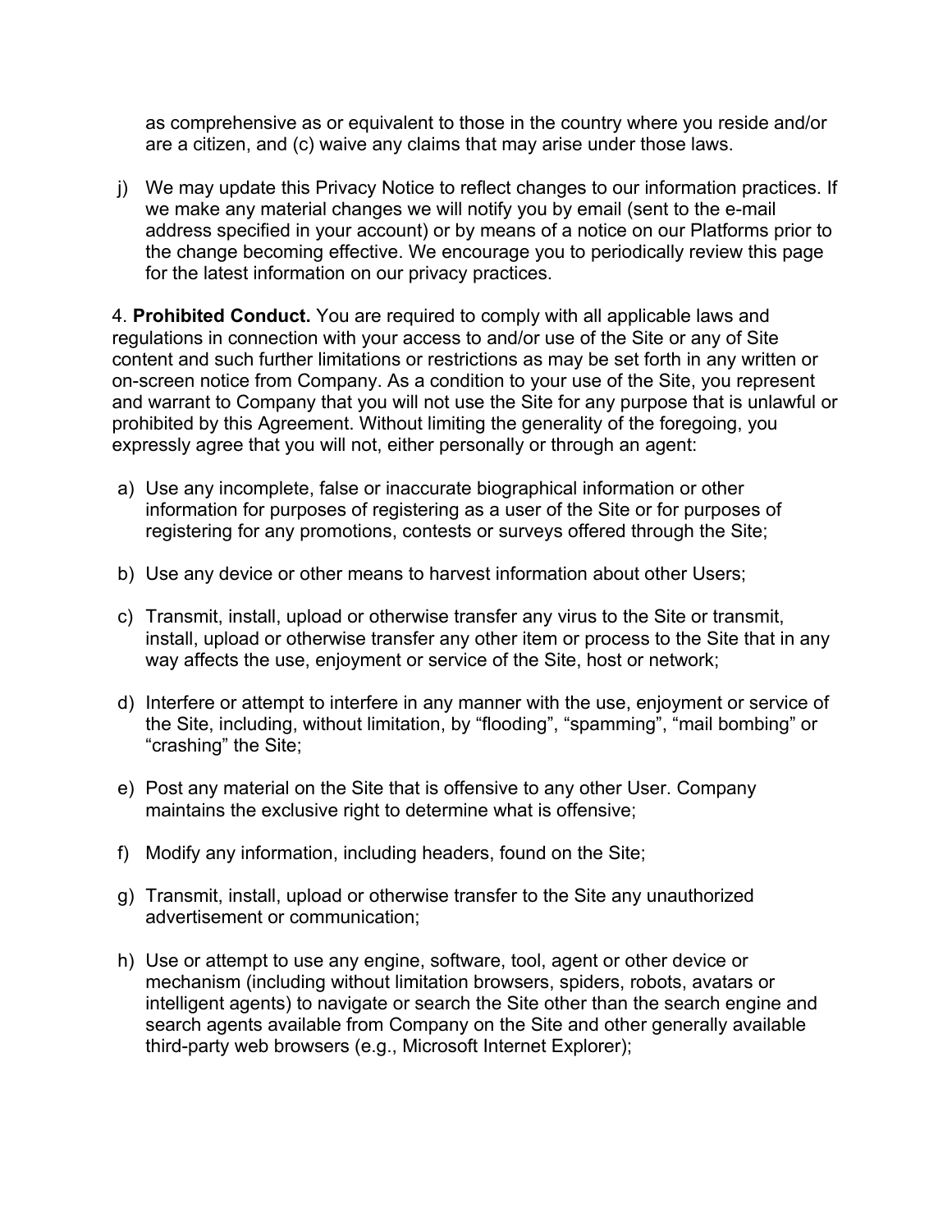as comprehensive as or equivalent to those in the country where you reside and/or are a citizen, and (c) waive any claims that may arise under those laws.

j) We may update this Privacy Notice to reflect changes to our information practices. If we make any material changes we will notify you by email (sent to the e-mail address specified in your account) or by means of a notice on our Platforms prior to the change becoming effective. We encourage you to periodically review this page for the latest information on our privacy practices.

4. **Prohibited Conduct.** You are required to comply with all applicable laws and regulations in connection with your access to and/or use of the Site or any of Site content and such further limitations or restrictions as may be set forth in any written or on-screen notice from Company. As a condition to your use of the Site, you represent and warrant to Company that you will not use the Site for any purpose that is unlawful or prohibited by this Agreement. Without limiting the generality of the foregoing, you expressly agree that you will not, either personally or through an agent:

a) Use any incomplete, false or inaccurate biographical information or other information for purposes of registering as a user of the Site or for purposes of registering for any promotions, contests or surveys offered through the Site;

b) Use any device or other means to harvest information about other Users;

c) Transmit, install, upload or otherwise transfer any virus to the Site or transmit, install, upload or otherwise transfer any other item or process to the Site that in any way affects the use, enjoyment or service of the Site, host or network;

d) Interfere or attempt to interfere in any manner with the use, enjoyment or service of the Site, including, without limitation, by "flooding", "spamming", "mail bombing" or "crashing" the Site;

e) Post any material on the Site that is offensive to any other User. Company maintains the exclusive right to determine what is offensive;

f) Modify any information, including headers, found on the Site;

g) Transmit, install, upload or otherwise transfer to the Site any unauthorized advertisement or communication;

h) Use or attempt to use any engine, software, tool, agent or other device or mechanism (including without limitation browsers, spiders, robots, avatars or intelligent agents) to navigate or search the Site other than the search engine and search agents available from Company on the Site and other generally available third-party web browsers (e.g., Microsoft Internet Explorer);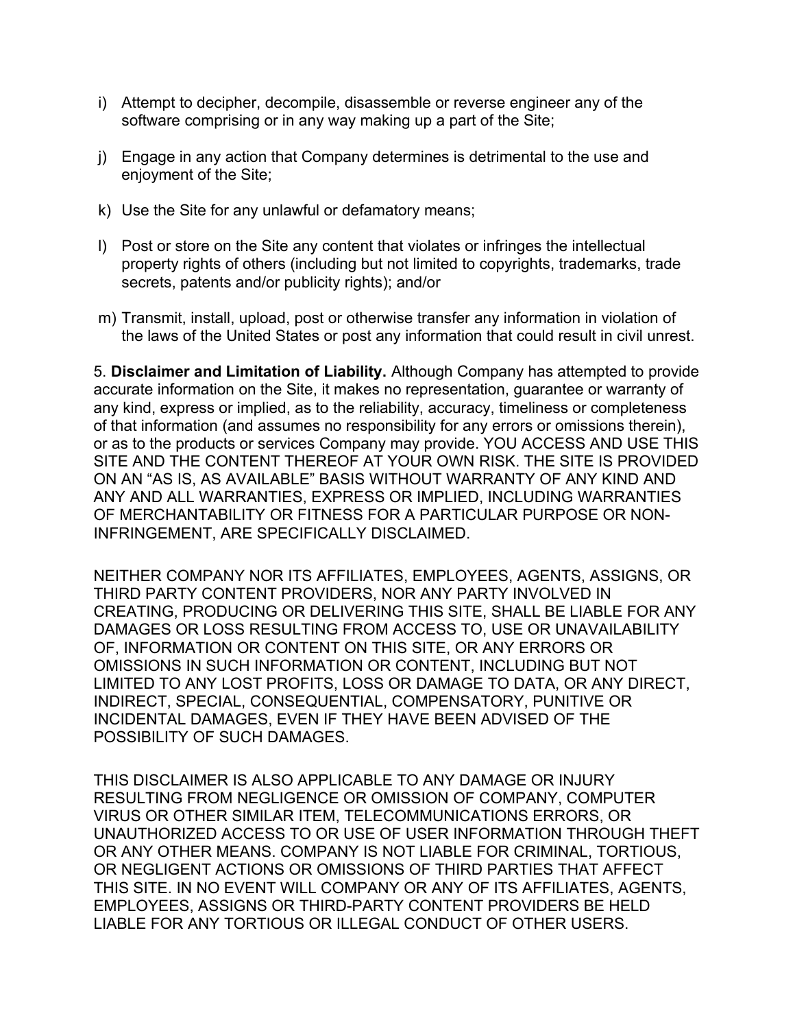i) Attempt to decipher, decompile, disassemble or reverse engineer any of the software comprising or in any way making up a part of the Site;

j) Engage in any action that Company determines is detrimental to the use and enjoyment of the Site;

k) Use the Site for any unlawful or defamatory means;

l) Post or store on the Site any content that violates or infringes the intellectual property rights of others (including but not limited to copyrights, trademarks, trade secrets, patents and/or publicity rights); and/or

m) Transmit, install, upload, post or otherwise transfer any information in violation of the laws of the United States or post any information that could result in civil unrest.

5. **Disclaimer and Limitation of Liability.** Although Company has attempted to provide accurate information on the Site, it makes no representation, guarantee or warranty of any kind, express or implied, as to the reliability, accuracy, timeliness or completeness of that information (and assumes no responsibility for any errors or omissions therein), or as to the products or services Company may provide. YOU ACCESS AND USE THIS SITE AND THE CONTENT THEREOF AT YOUR OWN RISK. THE SITE IS PROVIDED ON AN “AS IS, AS AVAILABLE” BASIS WITHOUT WARRANTY OF ANY KIND AND ANY AND ALL WARRANTIES, EXPRESS OR IMPLIED, INCLUDING WARRANTIES OF MERCHANTABILITY OR FITNESS FOR A PARTICULAR PURPOSE OR NON-INFRINGEMENT, ARE SPECIFICALLY DISCLAIMED.

NEITHER COMPANY NOR ITS AFFILIATES, EMPLOYEES, AGENTS, ASSIGNS, OR THIRD PARTY CONTENT PROVIDERS, NOR ANY PARTY INVOLVED IN CREATING, PRODUCING OR DELIVERING THIS SITE, SHALL BE LIABLE FOR ANY DAMAGES OR LOSS RESULTING FROM ACCESS TO, USE OR UNAVAILABILITY OF, INFORMATION OR CONTENT ON THIS SITE, OR ANY ERRORS OR OMISSIONS IN SUCH INFORMATION OR CONTENT, INCLUDING BUT NOT LIMITED TO ANY LOST PROFITS, LOSS OR DAMAGE TO DATA, OR ANY DIRECT, INDIRECT, SPECIAL, CONSEQUENTIAL, COMPENSATORY, PUNITIVE OR INCIDENTAL DAMAGES, EVEN IF THEY HAVE BEEN ADVISED OF THE POSSIBILITY OF SUCH DAMAGES.

THIS DISCLAIMER IS ALSO APPLICABLE TO ANY DAMAGE OR INJURY RESULTING FROM NEGLIGENCE OR OMISSION OF COMPANY, COMPUTER VIRUS OR OTHER SIMILAR ITEM, TELECOMMUNICATIONS ERRORS, OR UNAUTHORIZED ACCESS TO OR USE OF USER INFORMATION THROUGH THEFT OR ANY OTHER MEANS. COMPANY IS NOT LIABLE FOR CRIMINAL, TORTIOUS, OR NEGLIGENT ACTIONS OR OMISSIONS OF THIRD PARTIES THAT AFFECT THIS SITE. IN NO EVENT WILL COMPANY OR ANY OF ITS AFFILIATES, AGENTS, EMPLOYEES, ASSIGNS OR THIRD-PARTY CONTENT PROVIDERS BE HELD LIABLE FOR ANY TORTIOUS OR ILLEGAL CONDUCT OF OTHER USERS.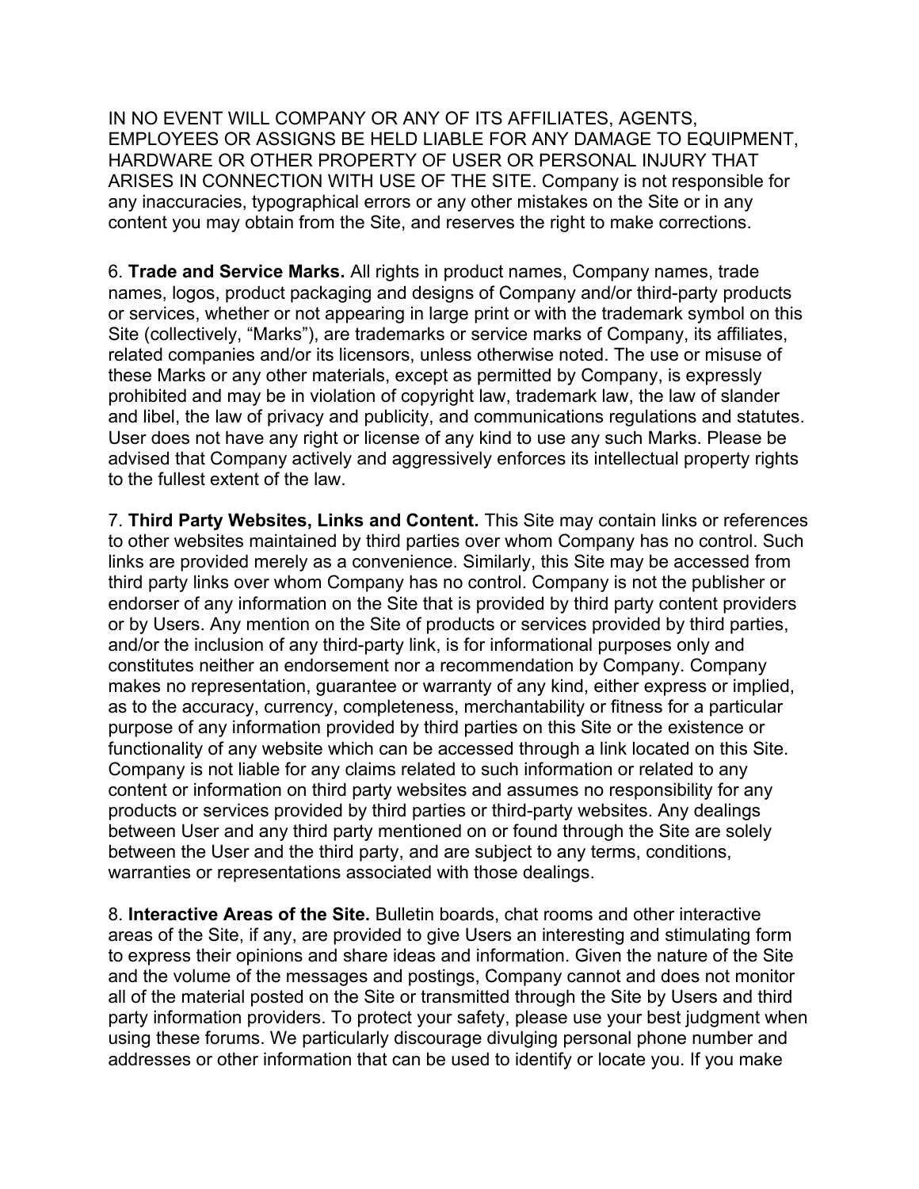IN NO EVENT WILL COMPANY OR ANY OF ITS AFFILIATES, AGENTS, EMPLOYEES OR ASSIGNS BE HELD LIABLE FOR ANY DAMAGE TO EQUIPMENT, HARDWARE OR OTHER PROPERTY OF USER OR PERSONAL INJURY THAT ARISES IN CONNECTION WITH USE OF THE SITE. Company is not responsible for any inaccuracies, typographical errors or any other mistakes on the Site or in any content you may obtain from the Site, and reserves the right to make corrections.

6. **Trade and Service Marks.** All rights in product names, Company names, trade names, logos, product packaging and designs of Company and/or third-party products or services, whether or not appearing in large print or with the trademark symbol on this Site (collectively, “Marks”), are trademarks or service marks of Company, its affiliates, related companies and/or its licensors, unless otherwise noted. The use or misuse of these Marks or any other materials, except as permitted by Company, is expressly prohibited and may be in violation of copyright law, trademark law, the law of slander and libel, the law of privacy and publicity, and communications regulations and statutes. User does not have any right or license of any kind to use any such Marks. Please be advised that Company actively and aggressively enforces its intellectual property rights to the fullest extent of the law.

7. **Third Party Websites, Links and Content.** This Site may contain links or references to other websites maintained by third parties over whom Company has no control. Such links are provided merely as a convenience. Similarly, this Site may be accessed from third party links over whom Company has no control. Company is not the publisher or endorser of any information on the Site that is provided by third party content providers or by Users. Any mention on the Site of products or services provided by third parties, and/or the inclusion of any third-party link, is for informational purposes only and constitutes neither an endorsement nor a recommendation by Company. Company makes no representation, guarantee or warranty of any kind, either express or implied, as to the accuracy, currency, completeness, merchantability or fitness for a particular purpose of any information provided by third parties on this Site or the existence or functionality of any website which can be accessed through a link located on this Site. Company is not liable for any claims related to such information or related to any content or information on third party websites and assumes no responsibility for any products or services provided by third parties or third-party websites. Any dealings between User and any third party mentioned on or found through the Site are solely between the User and the third party, and are subject to any terms, conditions, warranties or representations associated with those dealings.

8. **Interactive Areas of the Site.** Bulletin boards, chat rooms and other interactive areas of the Site, if any, are provided to give Users an interesting and stimulating form to express their opinions and share ideas and information. Given the nature of the Site and the volume of the messages and postings, Company cannot and does not monitor all of the material posted on the Site or transmitted through the Site by Users and third party information providers. To protect your safety, please use your best judgment when using these forums. We particularly discourage divulging personal phone number and addresses or other information that can be used to identify or locate you. If you make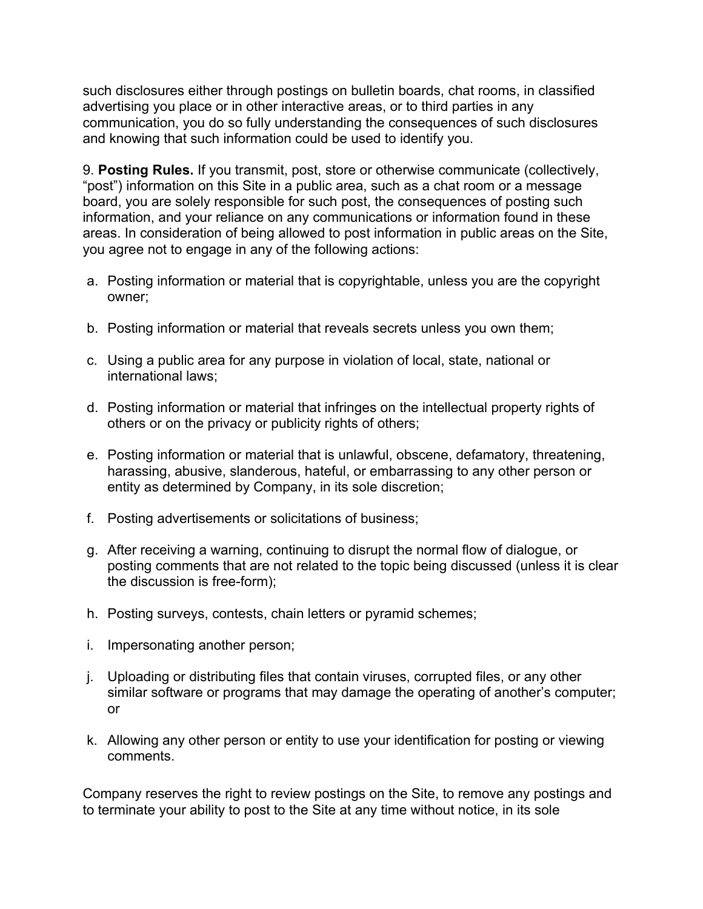such disclosures either through postings on bulletin boards, chat rooms, in classified advertising you place or in other interactive areas, or to third parties in any communication, you do so fully understanding the consequences of such disclosures and knowing that such information could be used to identify you.

9. **Posting Rules.** If you transmit, post, store or otherwise communicate (collectively, "post") information on this Site in a public area, such as a chat room or a message board, you are solely responsible for such post, the consequences of posting such information, and your reliance on any communications or information found in these areas. In consideration of being allowed to post information in public areas on the Site, you agree not to engage in any of the following actions:

a. Posting information or material that is copyrightable, unless you are the copyright owner;

b. Posting information or material that reveals secrets unless you own them;

c. Using a public area for any purpose in violation of local, state, national or international laws;

d. Posting information or material that infringes on the intellectual property rights of others or on the privacy or publicity rights of others;

e. Posting information or material that is unlawful, obscene, defamatory, threatening, harassing, abusive, slanderous, hateful, or embarrassing to any other person or entity as determined by Company, in its sole discretion;

f. Posting advertisements or solicitations of business;

g. After receiving a warning, continuing to disrupt the normal flow of dialogue, or posting comments that are not related to the topic being discussed (unless it is clear the discussion is free-form);

h. Posting surveys, contests, chain letters or pyramid schemes;

i. Impersonating another person;

j. Uploading or distributing files that contain viruses, corrupted files, or any other similar software or programs that may damage the operating of another's computer; or

k. Allowing any other person or entity to use your identification for posting or viewing comments.

Company reserves the right to review postings on the Site, to remove any postings and to terminate your ability to post to the Site at any time without notice, in its sole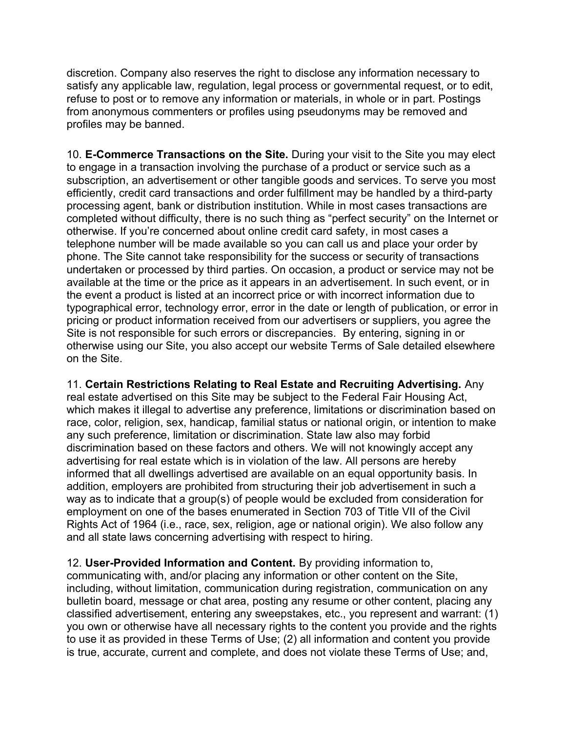discretion. Company also reserves the right to disclose any information necessary to satisfy any applicable law, regulation, legal process or governmental request, or to edit, refuse to post or to remove any information or materials, in whole or in part. Postings from anonymous commenters or profiles using pseudonyms may be removed and profiles may be banned.

10. **E-Commerce Transactions on the Site.** During your visit to the Site you may elect to engage in a transaction involving the purchase of a product or service such as a subscription, an advertisement or other tangible goods and services. To serve you most efficiently, credit card transactions and order fulfillment may be handled by a third-party processing agent, bank or distribution institution. While in most cases transactions are completed without difficulty, there is no such thing as "perfect security" on the Internet or otherwise. If you're concerned about online credit card safety, in most cases a telephone number will be made available so you can call us and place your order by phone. The Site cannot take responsibility for the success or security of transactions undertaken or processed by third parties. On occasion, a product or service may not be available at the time or the price as it appears in an advertisement. In such event, or in the event a product is listed at an incorrect price or with incorrect information due to typographical error, technology error, error in the date or length of publication, or error in pricing or product information received from our advertisers or suppliers, you agree the Site is not responsible for such errors or discrepancies. By entering, signing in or otherwise using our Site, you also accept our website Terms of Sale detailed elsewhere on the Site.

11. **Certain Restrictions Relating to Real Estate and Recruiting Advertising.** Any real estate advertised on this Site may be subject to the Federal Fair Housing Act, which makes it illegal to advertise any preference, limitations or discrimination based on race, color, religion, sex, handicap, familial status or national origin, or intention to make any such preference, limitation or discrimination. State law also may forbid discrimination based on these factors and others. We will not knowingly accept any advertising for real estate which is in violation of the law. All persons are hereby informed that all dwellings advertised are available on an equal opportunity basis. In addition, employers are prohibited from structuring their job advertisement in such a way as to indicate that a group(s) of people would be excluded from consideration for employment on one of the bases enumerated in Section 703 of Title VII of the Civil Rights Act of 1964 (i.e., race, sex, religion, age or national origin). We also follow any and all state laws concerning advertising with respect to hiring.

12. **User-Provided Information and Content.** By providing information to, communicating with, and/or placing any information or other content on the Site, including, without limitation, communication during registration, communication on any bulletin board, message or chat area, posting any resume or other content, placing any classified advertisement, entering any sweepstakes, etc., you represent and warrant: (1) you own or otherwise have all necessary rights to the content you provide and the rights to use it as provided in these Terms of Use; (2) all information and content you provide is true, accurate, current and complete, and does not violate these Terms of Use; and,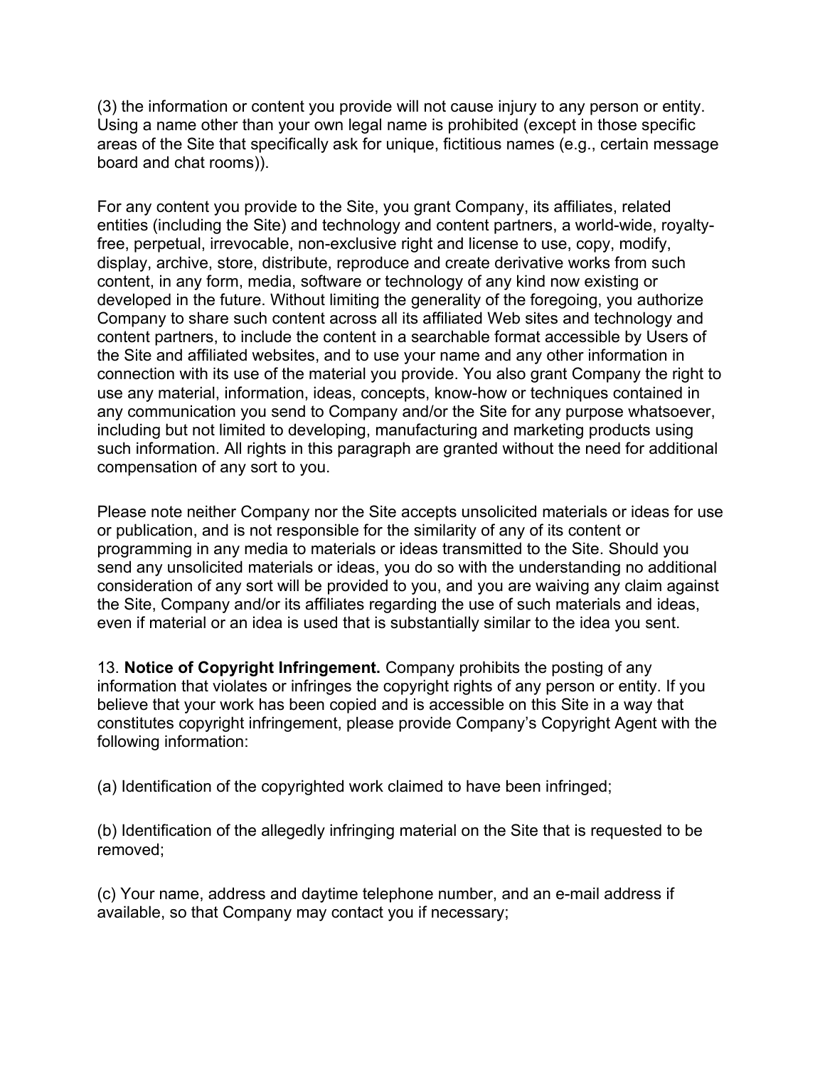(3) the information or content you provide will not cause injury to any person or entity. Using a name other than your own legal name is prohibited (except in those specific areas of the Site that specifically ask for unique, fictitious names (e.g., certain message board and chat rooms)).

For any content you provide to the Site, you grant Company, its affiliates, related entities (including the Site) and technology and content partners, a world-wide, royalty-free, perpetual, irrevocable, non-exclusive right and license to use, copy, modify, display, archive, store, distribute, reproduce and create derivative works from such content, in any form, media, software or technology of any kind now existing or developed in the future. Without limiting the generality of the foregoing, you authorize Company to share such content across all its affiliated Web sites and technology and content partners, to include the content in a searchable format accessible by Users of the Site and affiliated websites, and to use your name and any other information in connection with its use of the material you provide. You also grant Company the right to use any material, information, ideas, concepts, know-how or techniques contained in any communication you send to Company and/or the Site for any purpose whatsoever, including but not limited to developing, manufacturing and marketing products using such information. All rights in this paragraph are granted without the need for additional compensation of any sort to you.

Please note neither Company nor the Site accepts unsolicited materials or ideas for use or publication, and is not responsible for the similarity of any of its content or programming in any media to materials or ideas transmitted to the Site. Should you send any unsolicited materials or ideas, you do so with the understanding no additional consideration of any sort will be provided to you, and you are waiving any claim against the Site, Company and/or its affiliates regarding the use of such materials and ideas, even if material or an idea is used that is substantially similar to the idea you sent.

13. **Notice of Copyright Infringement.** Company prohibits the posting of any information that violates or infringes the copyright rights of any person or entity. If you believe that your work has been copied and is accessible on this Site in a way that constitutes copyright infringement, please provide Company's Copyright Agent with the following information:

(a) Identification of the copyrighted work claimed to have been infringed;

(b) Identification of the allegedly infringing material on the Site that is requested to be removed;

(c) Your name, address and daytime telephone number, and an e-mail address if available, so that Company may contact you if necessary;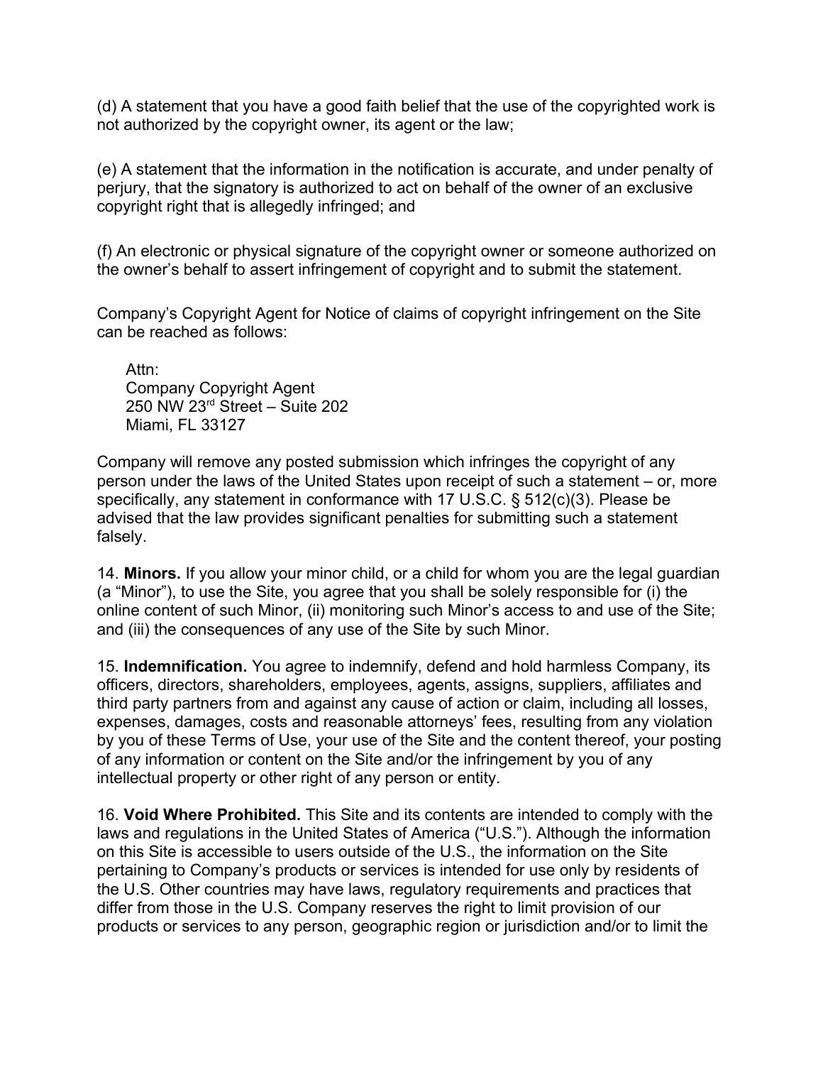(d) A statement that you have a good faith belief that the use of the copyrighted work is not authorized by the copyright owner, its agent or the law;

(e) A statement that the information in the notification is accurate, and under penalty of perjury, that the signatory is authorized to act on behalf of the owner of an exclusive copyright right that is allegedly infringed; and

(f) An electronic or physical signature of the copyright owner or someone authorized on the owner's behalf to assert infringement of copyright and to submit the statement.

Company's Copyright Agent for Notice of claims of copyright infringement on the Site can be reached as follows:

> Attn:
> Company Copyright Agent
> 250 NW 23rd Street – Suite 202
> Miami, FL 33127

Company will remove any posted submission which infringes the copyright of any person under the laws of the United States upon receipt of such a statement – or, more specifically, any statement in conformance with 17 U.S.C. § 512(c)(3). Please be advised that the law provides significant penalties for submitting such a statement falsely.

14. **Minors.** If you allow your minor child, or a child for whom you are the legal guardian (a "Minor"), to use the Site, you agree that you shall be solely responsible for (i) the online content of such Minor, (ii) monitoring such Minor's access to and use of the Site; and (iii) the consequences of any use of the Site by such Minor.

15. **Indemnification.** You agree to indemnify, defend and hold harmless Company, its officers, directors, shareholders, employees, agents, assigns, suppliers, affiliates and third party partners from and against any cause of action or claim, including all losses, expenses, damages, costs and reasonable attorneys' fees, resulting from any violation by you of these Terms of Use, your use of the Site and the content thereof, your posting of any information or content on the Site and/or the infringement by you of any intellectual property or other right of any person or entity.

16. **Void Where Prohibited.** This Site and its contents are intended to comply with the laws and regulations in the United States of America ("U.S."). Although the information on this Site is accessible to users outside of the U.S., the information on the Site pertaining to Company's products or services is intended for use only by residents of the U.S. Other countries may have laws, regulatory requirements and practices that differ from those in the U.S. Company reserves the right to limit provision of our products or services to any person, geographic region or jurisdiction and/or to limit the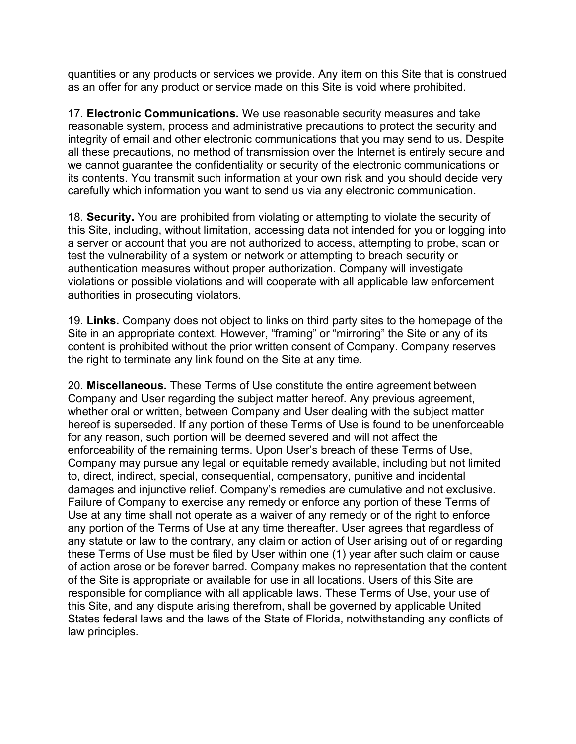quantities or any products or services we provide. Any item on this Site that is construed as an offer for any product or service made on this Site is void where prohibited.

17. **Electronic Communications.** We use reasonable security measures and take reasonable system, process and administrative precautions to protect the security and integrity of email and other electronic communications that you may send to us. Despite all these precautions, no method of transmission over the Internet is entirely secure and we cannot guarantee the confidentiality or security of the electronic communications or its contents. You transmit such information at your own risk and you should decide very carefully which information you want to send us via any electronic communication.

18. **Security.** You are prohibited from violating or attempting to violate the security of this Site, including, without limitation, accessing data not intended for you or logging into a server or account that you are not authorized to access, attempting to probe, scan or test the vulnerability of a system or network or attempting to breach security or authentication measures without proper authorization. Company will investigate violations or possible violations and will cooperate with all applicable law enforcement authorities in prosecuting violators.

19. **Links.** Company does not object to links on third party sites to the homepage of the Site in an appropriate context. However, “framing” or “mirroring” the Site or any of its content is prohibited without the prior written consent of Company. Company reserves the right to terminate any link found on the Site at any time.

20. **Miscellaneous.** These Terms of Use constitute the entire agreement between Company and User regarding the subject matter hereof. Any previous agreement, whether oral or written, between Company and User dealing with the subject matter hereof is superseded. If any portion of these Terms of Use is found to be unenforceable for any reason, such portion will be deemed severed and will not affect the enforceability of the remaining terms. Upon User’s breach of these Terms of Use, Company may pursue any legal or equitable remedy available, including but not limited to, direct, indirect, special, consequential, compensatory, punitive and incidental damages and injunctive relief. Company’s remedies are cumulative and not exclusive. Failure of Company to exercise any remedy or enforce any portion of these Terms of Use at any time shall not operate as a waiver of any remedy or of the right to enforce any portion of the Terms of Use at any time thereafter. User agrees that regardless of any statute or law to the contrary, any claim or action of User arising out of or regarding these Terms of Use must be filed by User within one (1) year after such claim or cause of action arose or be forever barred. Company makes no representation that the content of the Site is appropriate or available for use in all locations. Users of this Site are responsible for compliance with all applicable laws. These Terms of Use, your use of this Site, and any dispute arising therefrom, shall be governed by applicable United States federal laws and the laws of the State of Florida, notwithstanding any conflicts of law principles.